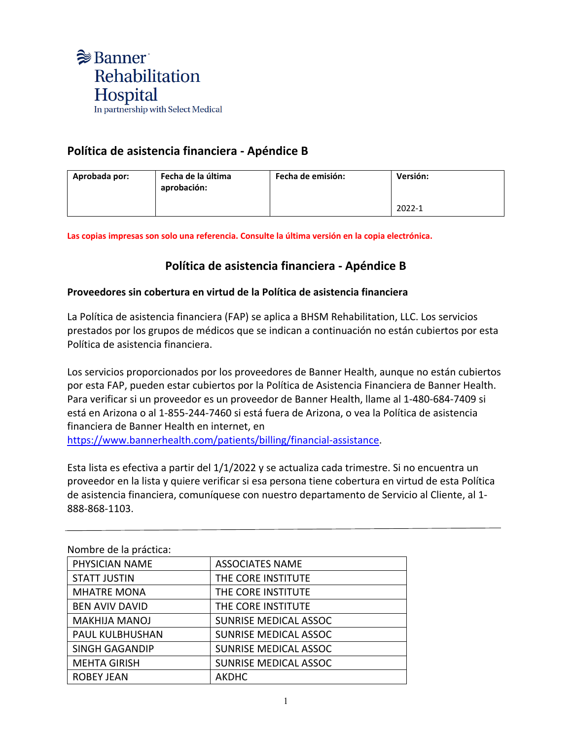Banner Rehabilitation Hospital
In partnership with Select Medical

## Política de asistencia financiera - Apéndice B

| Aprobada por: | Fecha de la última aprobación: | Fecha de emisión: | Versión: |
|---|---|---|---|
| | | | 2022-1 |

**Las copias impresas son solo una referencia. Consulte la última versión en la copia electrónica.**

# Política de asistencia financiera - Apéndice B

### Proveedores sin cobertura en virtud de la Política de asistencia financiera

La Política de asistencia financiera (FAP) se aplica a BHSM Rehabilitation, LLC. Los servicios prestados por los grupos de médicos que se indican a continuación no están cubiertos por esta Política de asistencia financiera.

Los servicios proporcionados por los proveedores de Banner Health, aunque no están cubiertos por esta FAP, pueden estar cubiertos por la Política de Asistencia Financiera de Banner Health. Para verificar si un proveedor es un proveedor de Banner Health, llame al 1-480-684-7409 si está en Arizona o al 1-855-244-7460 si está fuera de Arizona, o vea la Política de asistencia financiera de Banner Health en internet, en https://www.bannerhealth.com/patients/billing/financial-assistance.

Esta lista es efectiva a partir del 1/1/2022 y se actualiza cada trimestre. Si no encuentra un proveedor en la lista y quiere verificar si esa persona tiene cobertura en virtud de esta Política de asistencia financiera, comuníquese con nuestro departamento de Servicio al Cliente, al 1-888-868-1103.

---

Nombre de la práctica:

| PHYSICIAN NAME | ASSOCIATES NAME |
|---|---|
| STATT JUSTIN | THE CORE INSTITUTE |
| MHATRE MONA | THE CORE INSTITUTE |
| BEN AVIV DAVID | THE CORE INSTITUTE |
| MAKHIJA MANOJ | SUNRISE MEDICAL ASSOC |
| PAUL KULBHUSHAN | SUNRISE MEDICAL ASSOC |
| SINGH GAGANDIP | SUNRISE MEDICAL ASSOC |
| MEHTA GIRISH | SUNRISE MEDICAL ASSOC |
| ROBEY JEAN | AKDHC |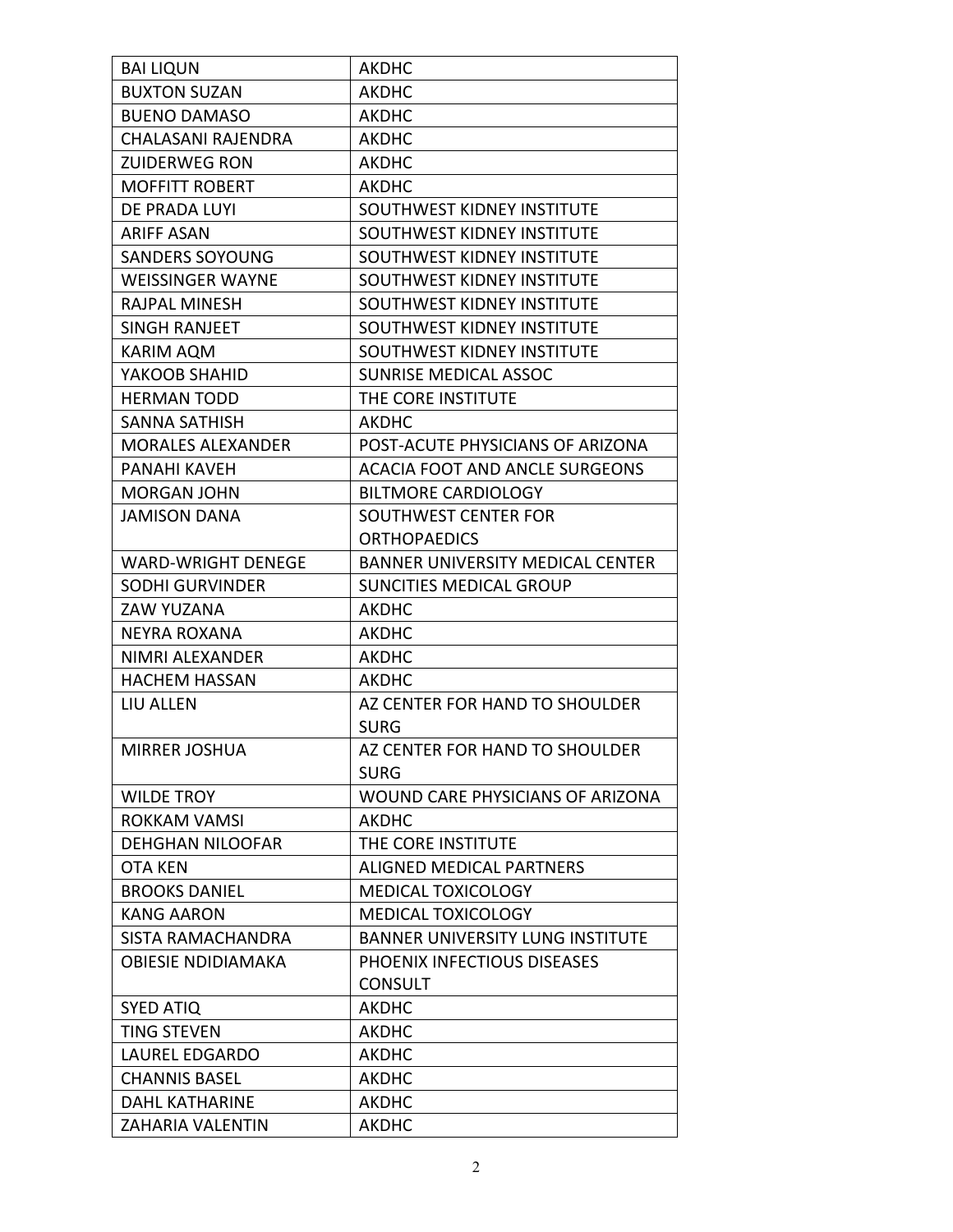| BAI LIQUN | AKDHC |
|---|---|
| BUXTON SUZAN | AKDHC |
| BUENO DAMASO | AKDHC |
| CHALASANI RAJENDRA | AKDHC |
| ZUIDERWEG RON | AKDHC |
| MOFFITT ROBERT | AKDHC |
| DE PRADA LUYI | SOUTHWEST KIDNEY INSTITUTE |
| ARIFF ASAN | SOUTHWEST KIDNEY INSTITUTE |
| SANDERS SOYOUNG | SOUTHWEST KIDNEY INSTITUTE |
| WEISSINGER WAYNE | SOUTHWEST KIDNEY INSTITUTE |
| RAJPAL MINESH | SOUTHWEST KIDNEY INSTITUTE |
| SINGH RANJEET | SOUTHWEST KIDNEY INSTITUTE |
| KARIM AQM | SOUTHWEST KIDNEY INSTITUTE |
| YAKOOB SHAHID | SUNRISE MEDICAL ASSOC |
| HERMAN TODD | THE CORE INSTITUTE |
| SANNA SATHISH | AKDHC |
| MORALES ALEXANDER | POST-ACUTE PHYSICIANS OF ARIZONA |
| PANAHI KAVEH | ACACIA FOOT AND ANCLE SURGEONS |
| MORGAN JOHN | BILTMORE CARDIOLOGY |
| JAMISON DANA | SOUTHWEST CENTER FOR ORTHOPAEDICS |
| WARD-WRIGHT DENEGE | BANNER UNIVERSITY MEDICAL CENTER |
| SODHI GURVINDER | SUNCITIES MEDICAL GROUP |
| ZAW YUZANA | AKDHC |
| NEYRA ROXANA | AKDHC |
| NIMRI ALEXANDER | AKDHC |
| HACHEM HASSAN | AKDHC |
| LIU ALLEN | AZ CENTER FOR HAND TO SHOULDER SURG |
| MIRRER JOSHUA | AZ CENTER FOR HAND TO SHOULDER SURG |
| WILDE TROY | WOUND CARE PHYSICIANS OF ARIZONA |
| ROKKAM VAMSI | AKDHC |
| DEHGHAN NILOOFAR | THE CORE INSTITUTE |
| OTA KEN | ALIGNED MEDICAL PARTNERS |
| BROOKS DANIEL | MEDICAL TOXICOLOGY |
| KANG AARON | MEDICAL TOXICOLOGY |
| SISTA RAMACHANDRA | BANNER UNIVERSITY LUNG INSTITUTE |
| OBIESIE NDIDIAMAKA | PHOENIX INFECTIOUS DISEASES CONSULT |
| SYED ATIQ | AKDHC |
| TING STEVEN | AKDHC |
| LAUREL EDGARDO | AKDHC |
| CHANNIS BASEL | AKDHC |
| DAHL KATHARINE | AKDHC |
| ZAHARIA VALENTIN | AKDHC |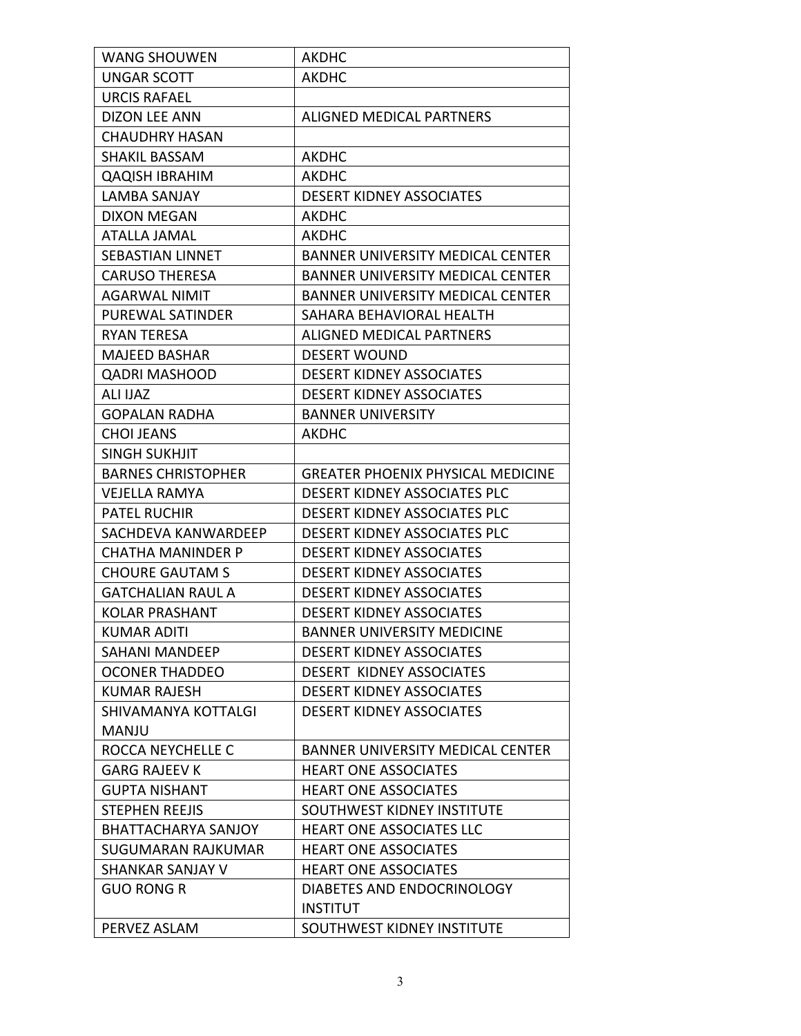| | |
|---|---|
| WANG SHOUWEN | AKDHC |
| UNGAR SCOTT | AKDHC |
| URCIS RAFAEL | |
| DIZON LEE ANN | ALIGNED MEDICAL PARTNERS |
| CHAUDHRY HASAN | |
| SHAKIL BASSAM | AKDHC |
| QAQISH IBRAHIM | AKDHC |
| LAMBA SANJAY | DESERT KIDNEY ASSOCIATES |
| DIXON MEGAN | AKDHC |
| ATALLA JAMAL | AKDHC |
| SEBASTIAN LINNET | BANNER UNIVERSITY MEDICAL CENTER |
| CARUSO THERESA | BANNER UNIVERSITY MEDICAL CENTER |
| AGARWAL NIMIT | BANNER UNIVERSITY MEDICAL CENTER |
| PUREWAL SATINDER | SAHARA BEHAVIORAL HEALTH |
| RYAN TERESA | ALIGNED MEDICAL PARTNERS |
| MAJEED BASHAR | DESERT WOUND |
| QADRI MASHOOD | DESERT KIDNEY ASSOCIATES |
| ALI IJAZ | DESERT KIDNEY ASSOCIATES |
| GOPALAN RADHA | BANNER UNIVERSITY |
| CHOI JEANS | AKDHC |
| SINGH SUKHJIT | |
| BARNES CHRISTOPHER | GREATER PHOENIX PHYSICAL MEDICINE |
| VEJELLA RAMYA | DESERT KIDNEY ASSOCIATES PLC |
| PATEL RUCHIR | DESERT KIDNEY ASSOCIATES PLC |
| SACHDEVA KANWARDEEP | DESERT KIDNEY ASSOCIATES PLC |
| CHATHA MANINDER P | DESERT KIDNEY ASSOCIATES |
| CHOURE GAUTAM S | DESERT KIDNEY ASSOCIATES |
| GATCHALIAN RAUL A | DESERT KIDNEY ASSOCIATES |
| KOLAR PRASHANT | DESERT KIDNEY ASSOCIATES |
| KUMAR ADITI | BANNER UNIVERSITY MEDICINE |
| SAHANI MANDEEP | DESERT KIDNEY ASSOCIATES |
| OCONER THADDEO | DESERT KIDNEY ASSOCIATES |
| KUMAR RAJESH | DESERT KIDNEY ASSOCIATES |
| SHIVAMANYA KOTTALGI MANJU | DESERT KIDNEY ASSOCIATES |
| ROCCA NEYCHELLE C | BANNER UNIVERSITY MEDICAL CENTER |
| GARG RAJEEV K | HEART ONE ASSOCIATES |
| GUPTA NISHANT | HEART ONE ASSOCIATES |
| STEPHEN REEJIS | SOUTHWEST KIDNEY INSTITUTE |
| BHATTACHARYA SANJOY | HEART ONE ASSOCIATES LLC |
| SUGUMARAN RAJKUMAR | HEART ONE ASSOCIATES |
| SHANKAR SANJAY V | HEART ONE ASSOCIATES |
| GUO RONG R | DIABETES AND ENDOCRINOLOGY INSTITUT |
| PERVEZ ASLAM | SOUTHWEST KIDNEY INSTITUTE |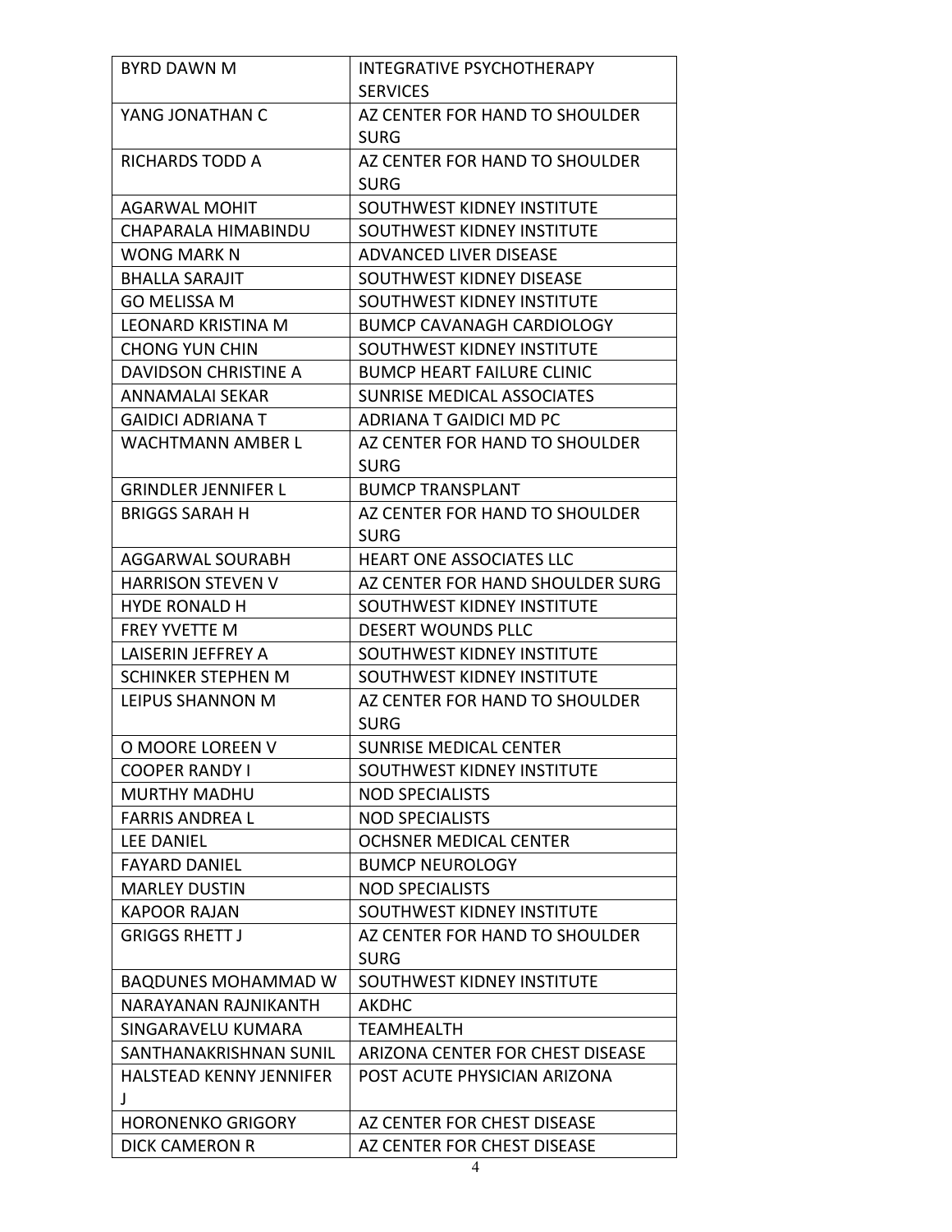| | |
|---|---|
| BYRD DAWN M | INTEGRATIVE PSYCHOTHERAPY SERVICES |
| YANG JONATHAN C | AZ CENTER FOR HAND TO SHOULDER SURG |
| RICHARDS TODD A | AZ CENTER FOR HAND TO SHOULDER SURG |
| AGARWAL MOHIT | SOUTHWEST KIDNEY INSTITUTE |
| CHAPARALA HIMABINDU | SOUTHWEST KIDNEY INSTITUTE |
| WONG MARK N | ADVANCED LIVER DISEASE |
| BHALLA SARAJIT | SOUTHWEST KIDNEY DISEASE |
| GO MELISSA M | SOUTHWEST KIDNEY INSTITUTE |
| LEONARD KRISTINA M | BUMCP CAVANAGH CARDIOLOGY |
| CHONG YUN CHIN | SOUTHWEST KIDNEY INSTITUTE |
| DAVIDSON CHRISTINE A | BUMCP HEART FAILURE CLINIC |
| ANNAMALAI SEKAR | SUNRISE MEDICAL ASSOCIATES |
| GAIDICI ADRIANA T | ADRIANA T GAIDICI MD PC |
| WACHTMANN AMBER L | AZ CENTER FOR HAND TO SHOULDER SURG |
| GRINDLER JENNIFER L | BUMCP TRANSPLANT |
| BRIGGS SARAH H | AZ CENTER FOR HAND TO SHOULDER SURG |
| AGGARWAL SOURABH | HEART ONE ASSOCIATES LLC |
| HARRISON STEVEN V | AZ CENTER FOR HAND SHOULDER SURG |
| HYDE RONALD H | SOUTHWEST KIDNEY INSTITUTE |
| FREY YVETTE M | DESERT WOUNDS PLLC |
| LAISERIN JEFFREY A | SOUTHWEST KIDNEY INSTITUTE |
| SCHINKER STEPHEN M | SOUTHWEST KIDNEY INSTITUTE |
| LEIPUS SHANNON M | AZ CENTER FOR HAND TO SHOULDER SURG |
| O MOORE LOREEN V | SUNRISE MEDICAL CENTER |
| COOPER RANDY I | SOUTHWEST KIDNEY INSTITUTE |
| MURTHY MADHU | NOD SPECIALISTS |
| FARRIS ANDREA L | NOD SPECIALISTS |
| LEE DANIEL | OCHSNER MEDICAL CENTER |
| FAYARD DANIEL | BUMCP NEUROLOGY |
| MARLEY DUSTIN | NOD SPECIALISTS |
| KAPOOR RAJAN | SOUTHWEST KIDNEY INSTITUTE |
| GRIGGS RHETT J | AZ CENTER FOR HAND TO SHOULDER SURG |
| BAQDUNES MOHAMMAD W | SOUTHWEST KIDNEY INSTITUTE |
| NARAYANAN RAJNIKANTH | AKDHC |
| SINGARAVELU KUMARA | TEAMHEALTH |
| SANTHANAKRISHNAN SUNIL | ARIZONA CENTER FOR CHEST DISEASE |
| HALSTEAD KENNY JENNIFER J | POST ACUTE PHYSICIAN ARIZONA |
| HORONENKO GRIGORY | AZ CENTER FOR CHEST DISEASE |
| DICK CAMERON R | AZ CENTER FOR CHEST DISEASE |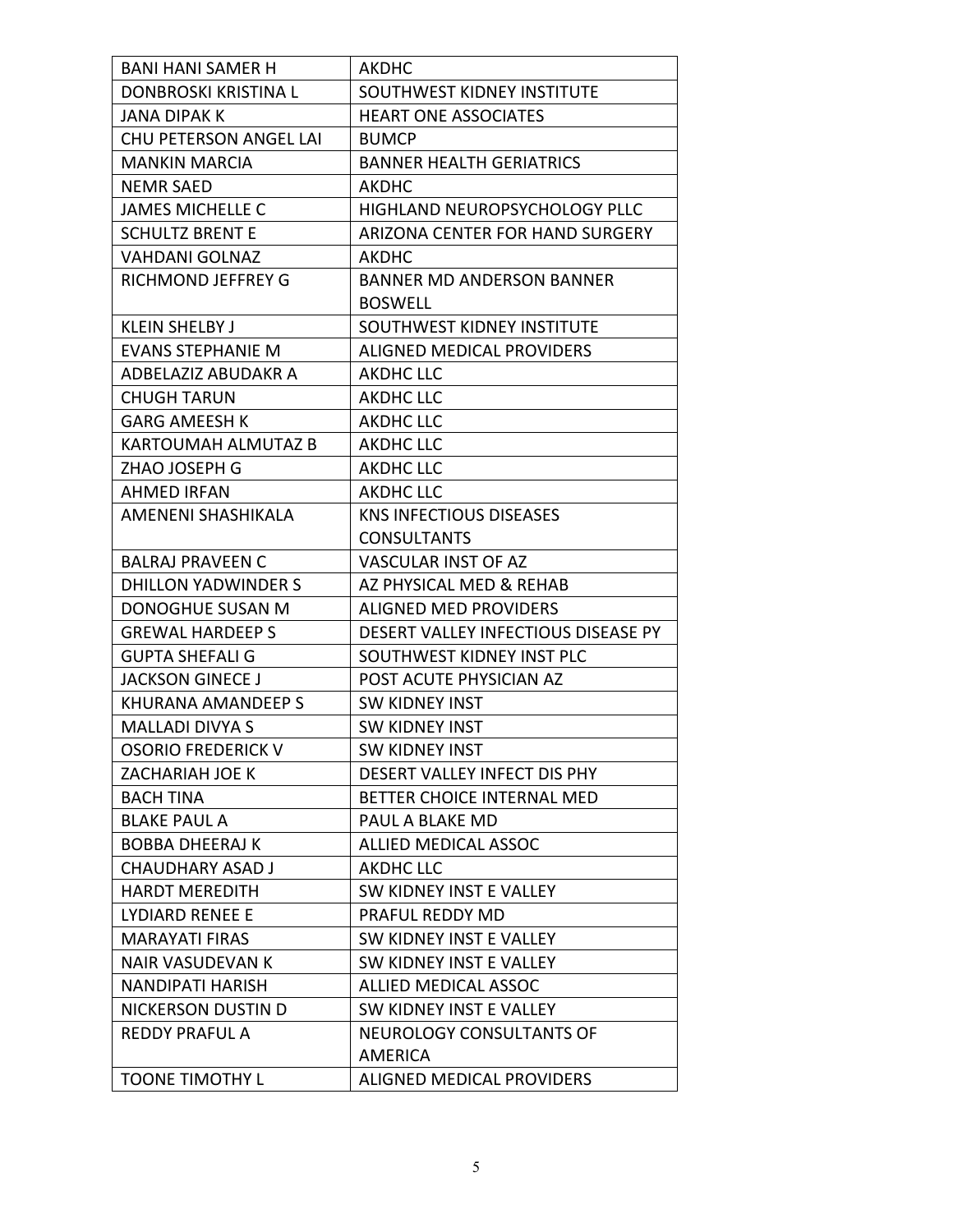| | |
|---|---|
| BANI HANI SAMER H | AKDHC |
| DONBROSKI KRISTINA L | SOUTHWEST KIDNEY INSTITUTE |
| JANA DIPAK K | HEART ONE ASSOCIATES |
| CHU PETERSON ANGEL LAI | BUMCP |
| MANKIN MARCIA | BANNER HEALTH GERIATRICS |
| NEMR SAED | AKDHC |
| JAMES MICHELLE C | HIGHLAND NEUROPSYCHOLOGY PLLC |
| SCHULTZ BRENT E | ARIZONA CENTER FOR HAND SURGERY |
| VAHDANI GOLNAZ | AKDHC |
| RICHMOND JEFFREY G | BANNER MD ANDERSON BANNER BOSWELL |
| KLEIN SHELBY J | SOUTHWEST KIDNEY INSTITUTE |
| EVANS STEPHANIE M | ALIGNED MEDICAL PROVIDERS |
| ADBELAZIZ ABUDAKR A | AKDHC LLC |
| CHUGH TARUN | AKDHC LLC |
| GARG AMEESH K | AKDHC LLC |
| KARTOUMAH ALMUTAZ B | AKDHC LLC |
| ZHAO JOSEPH G | AKDHC LLC |
| AHMED IRFAN | AKDHC LLC |
| AMENENI SHASHIKALA | KNS INFECTIOUS DISEASES CONSULTANTS |
| BALRAJ PRAVEEN C | VASCULAR INST OF AZ |
| DHILLON YADWINDER S | AZ PHYSICAL MED & REHAB |
| DONOGHUE SUSAN M | ALIGNED MED PROVIDERS |
| GREWAL HARDEEP S | DESERT VALLEY INFECTIOUS DISEASE PY |
| GUPTA SHEFALI G | SOUTHWEST KIDNEY INST PLC |
| JACKSON GINECE J | POST ACUTE PHYSICIAN AZ |
| KHURANA AMANDEEP S | SW KIDNEY INST |
| MALLADI DIVYA S | SW KIDNEY INST |
| OSORIO FREDERICK V | SW KIDNEY INST |
| ZACHARIAH JOE K | DESERT VALLEY INFECT DIS PHY |
| BACH TINA | BETTER CHOICE INTERNAL MED |
| BLAKE PAUL A | PAUL A BLAKE MD |
| BOBBA DHEERAJ K | ALLIED MEDICAL ASSOC |
| CHAUDHARY ASAD J | AKDHC LLC |
| HARDT MEREDITH | SW KIDNEY INST E VALLEY |
| LYDIARD RENEE E | PRAFUL REDDY MD |
| MARAYATI FIRAS | SW KIDNEY INST E VALLEY |
| NAIR VASUDEVAN K | SW KIDNEY INST E VALLEY |
| NANDIPATI HARISH | ALLIED MEDICAL ASSOC |
| NICKERSON DUSTIN D | SW KIDNEY INST E VALLEY |
| REDDY PRAFUL A | NEUROLOGY CONSULTANTS OF AMERICA |
| TOONE TIMOTHY L | ALIGNED MEDICAL PROVIDERS |